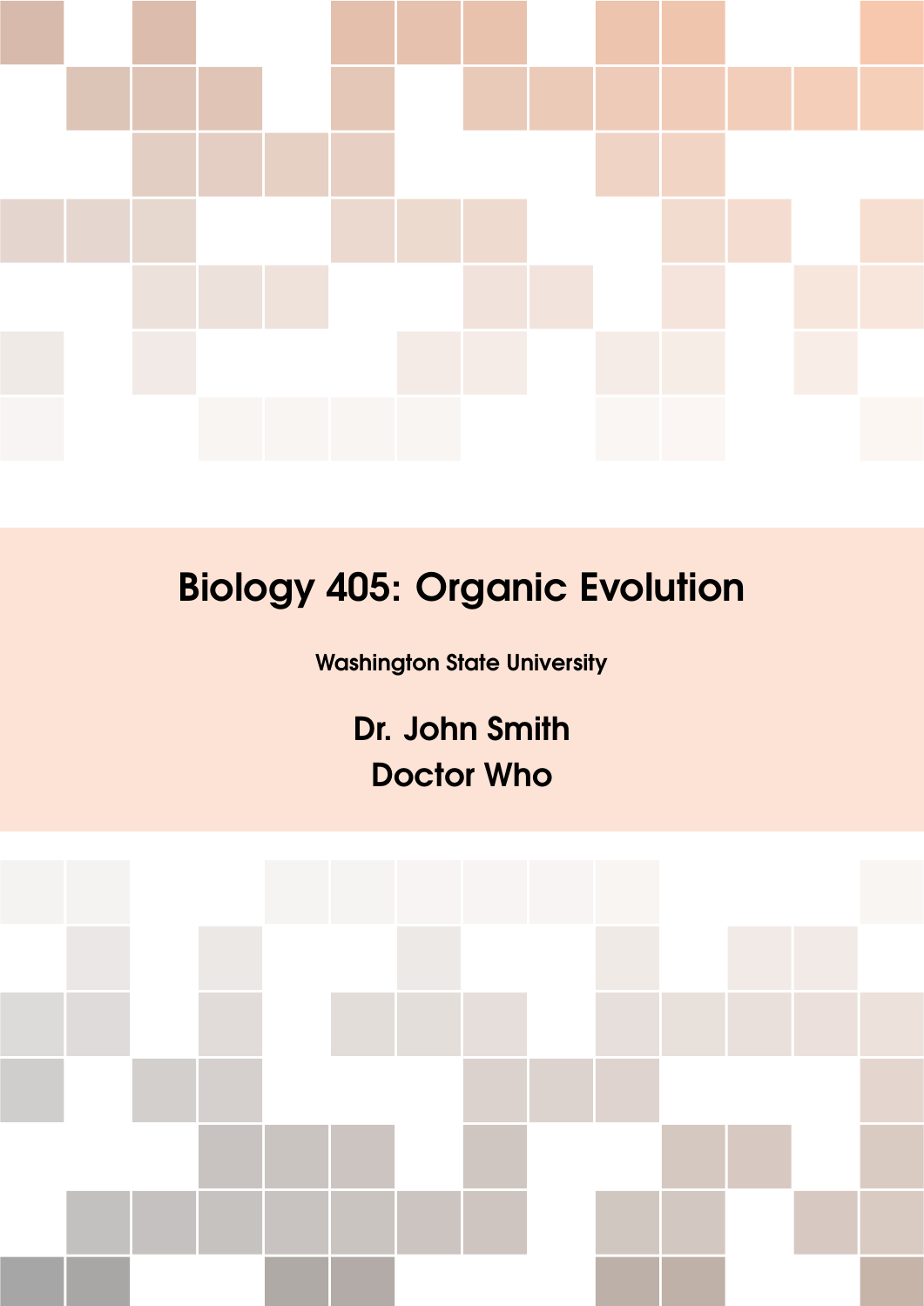# Biology 405: Organic Evolution

Washington State University

**Dr. John Smith**

**Doctor Who**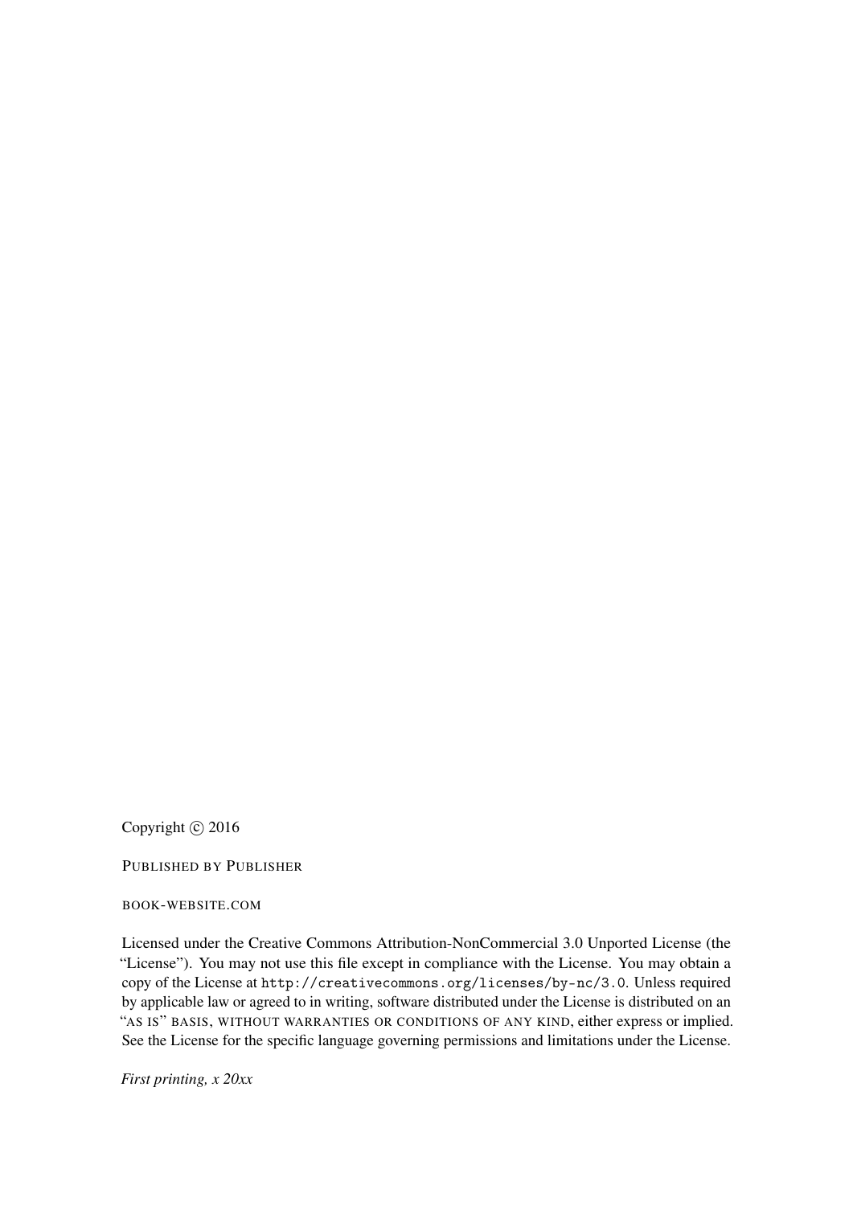Copyright © 2016

PUBLISHED BY PUBLISHER

BOOK-WEBSITE.COM

Licensed under the Creative Commons Attribution-NonCommercial 3.0 Unported License (the "License"). You may not use this file except in compliance with the License. You may obtain a copy of the License at `http://creativecommons.org/licenses/by-nc/3.0`. Unless required by applicable law or agreed to in writing, software distributed under the License is distributed on an "AS IS" BASIS, WITHOUT WARRANTIES OR CONDITIONS OF ANY KIND, either express or implied. See the License for the specific language governing permissions and limitations under the License.

*First printing, x 20xx*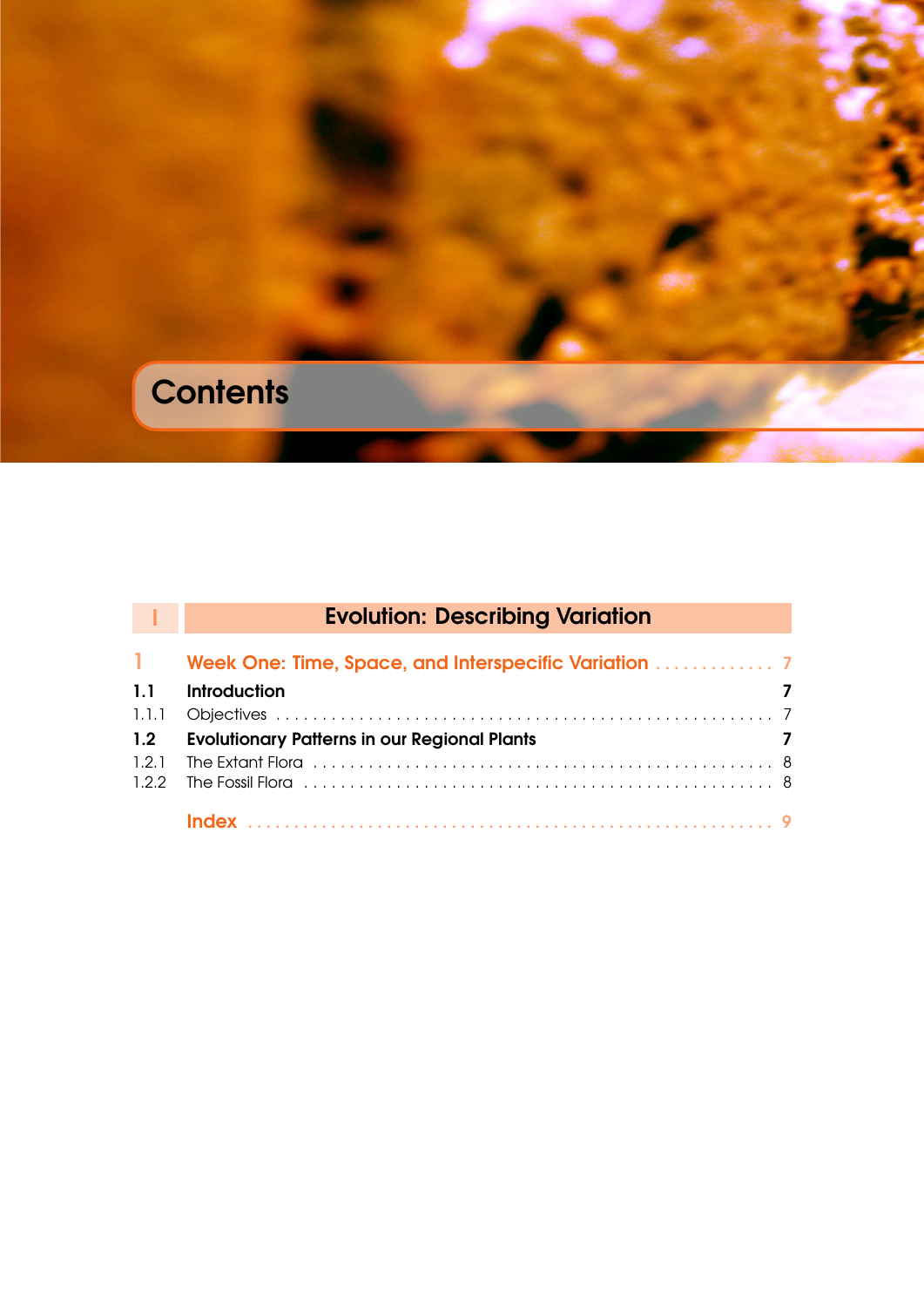# Contents

## I Evolution: Describing Variation

**1 Week One: Time, Space, and Interspecific Variation** . . . . . . . . . . . . . 7

**1.1 Introduction** 7

1.1.1 Objectives . . . . . . . . . . . . . . . . . . . . . . . . . . . . . . . . . . . . . . . . . . . . . . . . . . . . . 7

**1.2 Evolutionary Patterns in our Regional Plants** 7

1.2.1 The Extant Flora . . . . . . . . . . . . . . . . . . . . . . . . . . . . . . . . . . . . . . . . . . . . . . . . 8

1.2.2 The Fossil Flora . . . . . . . . . . . . . . . . . . . . . . . . . . . . . . . . . . . . . . . . . . . . . . . . . 8

**Index** . . . . . . . . . . . . . . . . . . . . . . . . . . . . . . . . . . . . . . . . . . . . . . . . . . . . . . . . 9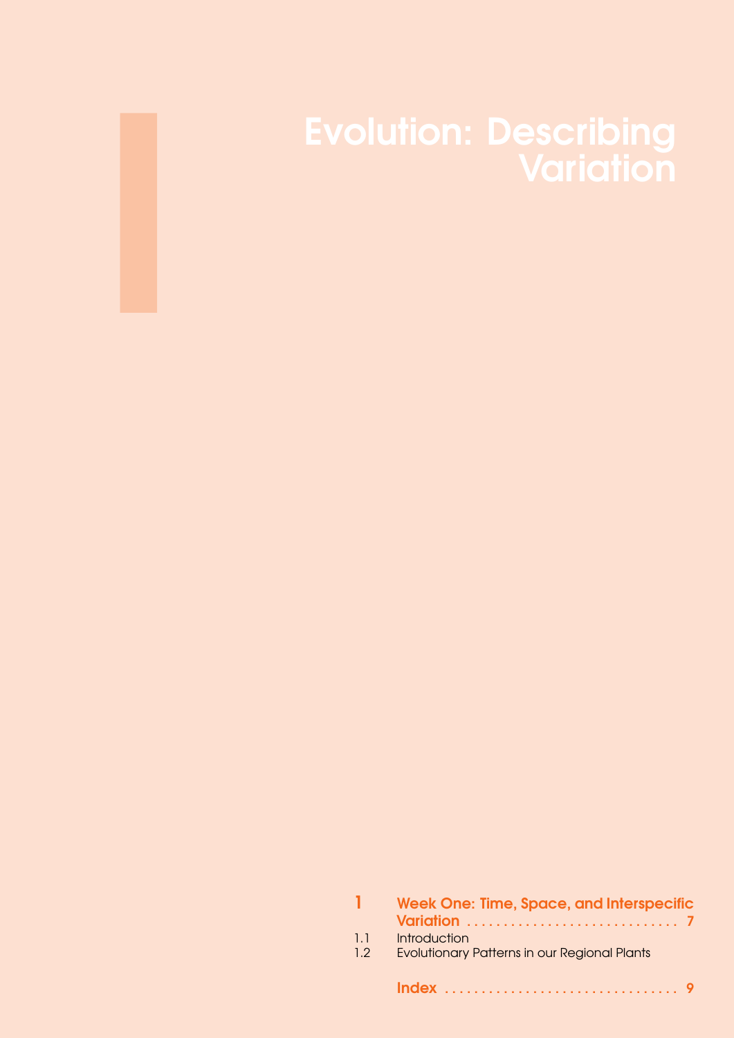# Evolution: Describing Variation

| | | |
|---|---|---|
| **1** | **Week One: Time, Space, and Interspecific Variation** | **7** |
| 1.1 | Introduction | |
| 1.2 | Evolutionary Patterns in our Regional Plants | |
| | **Index** | **9** |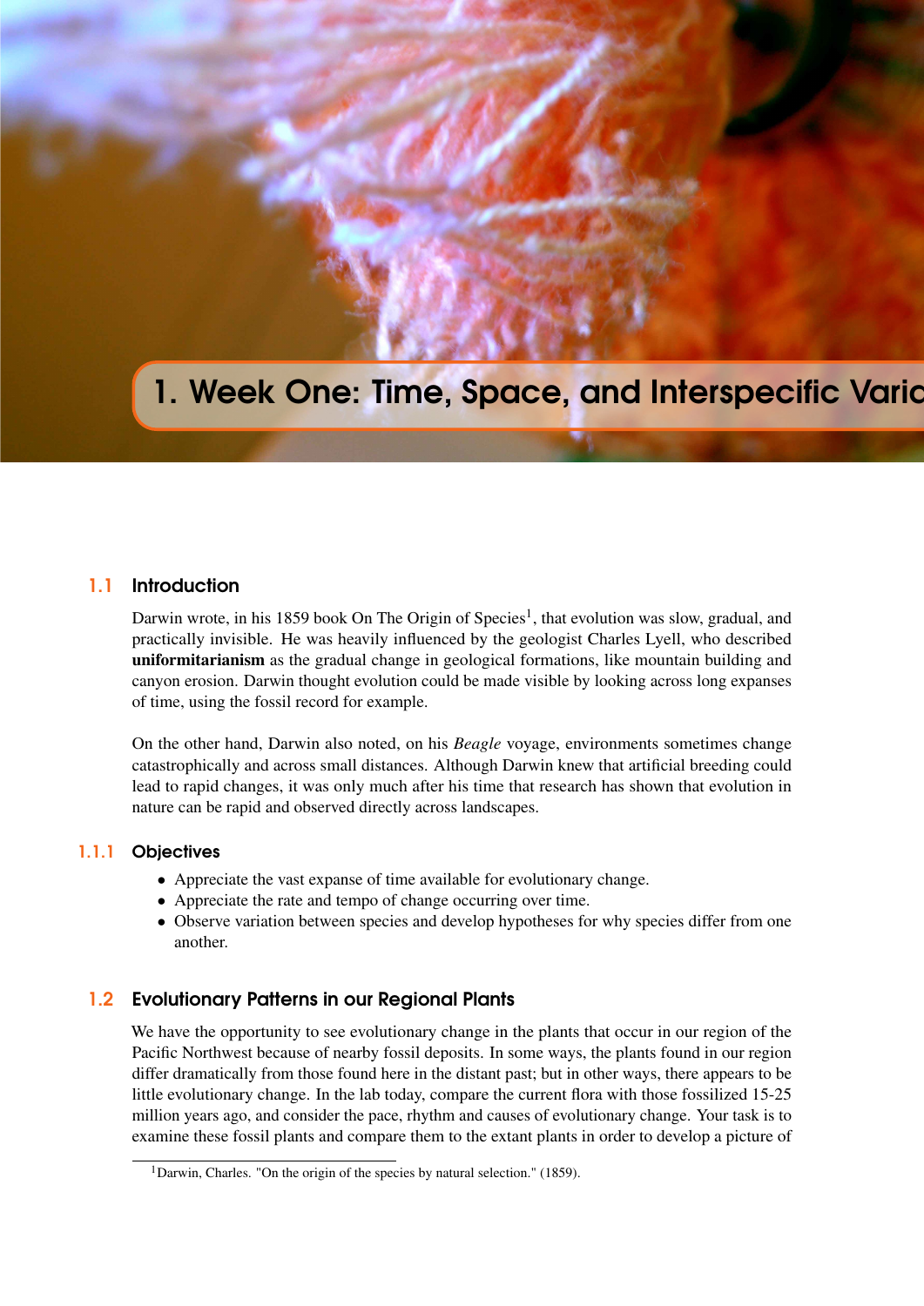# 1. Week One: Time, Space, and Interspecific Varia

## 1.1 Introduction

Darwin wrote, in his 1859 book On The Origin of Species[1], that evolution was slow, gradual, and practically invisible. He was heavily influenced by the geologist Charles Lyell, who described **uniformitarianism** as the gradual change in geological formations, like mountain building and canyon erosion. Darwin thought evolution could be made visible by looking across long expanses of time, using the fossil record for example.

On the other hand, Darwin also noted, on his *Beagle* voyage, environments sometimes change catastrophically and across small distances. Although Darwin knew that artificial breeding could lead to rapid changes, it was only much after his time that research has shown that evolution in nature can be rapid and observed directly across landscapes.

### 1.1.1 Objectives

- Appreciate the vast expanse of time available for evolutionary change.
- Appreciate the rate and tempo of change occurring over time.
- Observe variation between species and develop hypotheses for why species differ from one another.

## 1.2 Evolutionary Patterns in our Regional Plants

We have the opportunity to see evolutionary change in the plants that occur in our region of the Pacific Northwest because of nearby fossil deposits. In some ways, the plants found in our region differ dramatically from those found here in the distant past; but in other ways, there appears to be little evolutionary change. In the lab today, compare the current flora with those fossilized 15-25 million years ago, and consider the pace, rhythm and causes of evolutionary change. Your task is to examine these fossil plants and compare them to the extant plants in order to develop a picture of

[1] Darwin, Charles. "On the origin of the species by natural selection." (1859).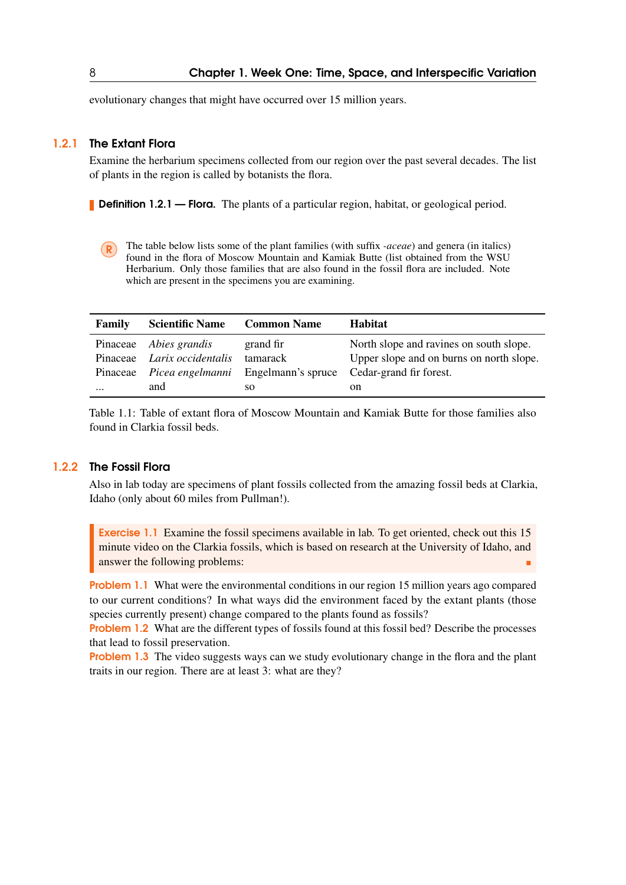evolutionary changes that might have occurred over 15 million years.

### 1.2.1 The Extant Flora

Examine the herbarium specimens collected from our region over the past several decades. The list of plants in the region is called by botanists the flora.

**Definition 1.2.1 — Flora.** The plants of a particular region, habitat, or geological period.

The table below lists some of the plant families (with suffix *-aceae*) and genera (in italics) found in the flora of Moscow Mountain and Kamiak Butte (list obtained from the WSU Herbarium. Only those families that are also found in the fossil flora are included. Note which are present in the specimens you are examining.

| Family | Scientific Name | Common Name | Habitat |
|---|---|---|---|
| Pinaceae | *Abies grandis* | grand fir | North slope and ravines on south slope. |
| Pinaceae | *Larix occidentalis* | tamarack | Upper slope and on burns on north slope. |
| Pinaceae | *Picea engelmanni* | Engelmann's spruce | Cedar-grand fir forest. |
| ... | and | so | on |

Table 1.1: Table of extant flora of Moscow Mountain and Kamiak Butte for those families also found in Clarkia fossil beds.

### 1.2.2 The Fossil Flora

Also in lab today are specimens of plant fossils collected from the amazing fossil beds at Clarkia, Idaho (only about 60 miles from Pullman!).

**Exercise 1.1** Examine the fossil specimens available in lab. To get oriented, check out this 15 minute video on the Clarkia fossils, which is based on research at the University of Idaho, and answer the following problems:

**Problem 1.1** What were the environmental conditions in our region 15 million years ago compared to our current conditions? In what ways did the environment faced by the extant plants (those species currently present) change compared to the plants found as fossils?

**Problem 1.2** What are the different types of fossils found at this fossil bed? Describe the processes that lead to fossil preservation.

**Problem 1.3** The video suggests ways can we study evolutionary change in the flora and the plant traits in our region. There are at least 3: what are they?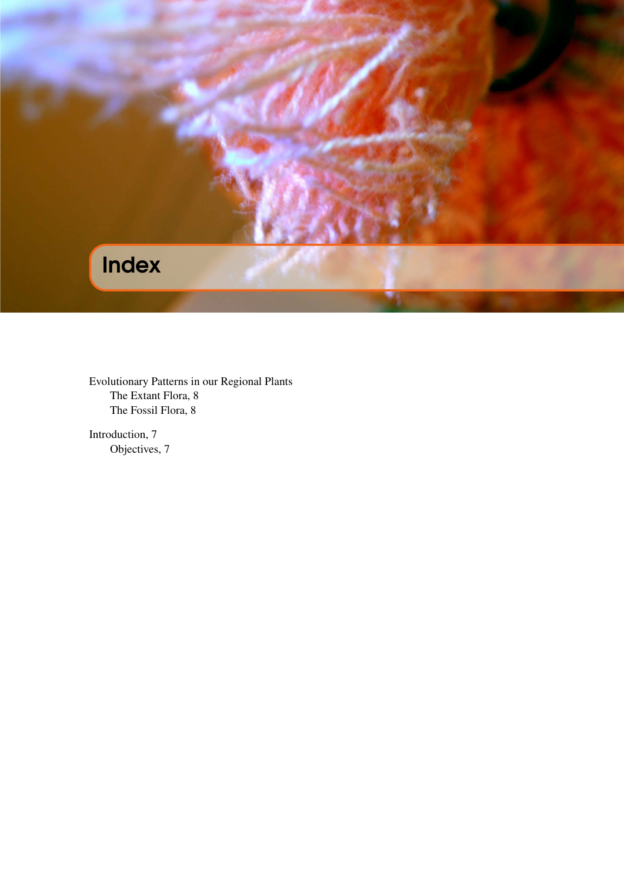# Index

Evolutionary Patterns in our Regional Plants
- The Extant Flora, 8
- The Fossil Flora, 8

Introduction, 7
- Objectives, 7